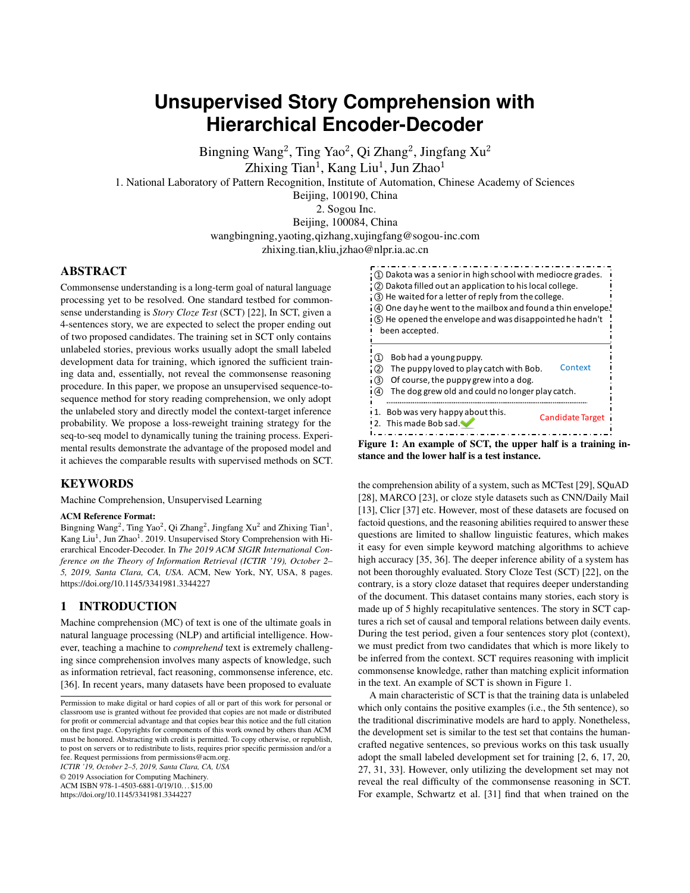# Unsupervised Story Comprehension with Hierarchical Encoder-Decoder

Bingning Wang[2], Ting Yao[2], Qi Zhang[2], Jingfang Xu[2]
Zhixing Tian[1], Kang Liu[1], Jun Zhao[1]

1. National Laboratory of Pattern Recognition, Institute of Automation, Chinese Academy of Sciences
Beijing, 100190, China
2. Sogou Inc.
Beijing, 100084, China
wangbingning,yaoting,qizhang,xujingfang@sogou-inc.com
zhixing.tian,kliu,jzhao@nlpr.ia.ac.cn

## ABSTRACT

Commonsense understanding is a long-term goal of natural language processing yet to be resolved. One standard testbed for commonsense understanding is *Story Cloze Test* (SCT) [22], In SCT, given a 4-sentences story, we are expected to select the proper ending out of two proposed candidates. The training set in SCT only contains unlabeled stories, previous works usually adopt the small labeled development data for training, which ignored the sufficient training data and, essentially, not reveal the commonsense reasoning procedure. In this paper, we propose an unsupervised sequence-to-sequence method for story reading comprehension, we only adopt the unlabeled story and directly model the context-target inference probability. We propose a loss-reweight training strategy for the seq-to-seq model to dynamically tuning the training process. Experimental results demonstrate the advantage of the proposed model and it achieves the comparable results with supervised methods on SCT.

## KEYWORDS

Machine Comprehension, Unsupervised Learning

**ACM Reference Format:**
Bingning Wang[2], Ting Yao[2], Qi Zhang[2], Jingfang Xu[2] and Zhixing Tian[1], Kang Liu[1], Jun Zhao[1]. 2019. Unsupervised Story Comprehension with Hierarchical Encoder-Decoder. In *The 2019 ACM SIGIR International Conference on the Theory of Information Retrieval (ICTIR '19), October 2–5, 2019, Santa Clara, CA, USA.* ACM, New York, NY, USA, 8 pages. https://doi.org/10.1145/3341981.3344227

## 1 INTRODUCTION

Machine comprehension (MC) of text is one of the ultimate goals in natural language processing (NLP) and artificial intelligence. However, teaching a machine to *comprehend* text is extremely challenging since comprehension involves many aspects of knowledge, such as information retrieval, fact reasoning, commonsense inference, etc. [36]. In recent years, many datasets have been proposed to evaluate the comprehension ability of a system, such as MCTest [29], SQuAD [28], MARCO [23], or cloze style datasets such as CNN/Daily Mail [13], Clicr [37] etc. However, most of these datasets are focused on factoid questions, and the reasoning abilities required to answer these questions are limited to shallow linguistic features, which makes it easy for even simple keyword matching algorithms to achieve high accuracy [35, 36]. The deeper inference ability of a system has not been thoroughly evaluated. Story Cloze Test (SCT) [22], on the contrary, is a story cloze dataset that requires deeper understanding of the document. This dataset contains many stories, each story is made up of 5 highly recapitulative sentences. The story in SCT captures a rich set of causal and temporal relations between daily events. During the test period, given a four sentences story plot (context), we must predict from two candidates that which is more likely to be inferred from the context. SCT requires reasoning with implicit commonsense knowledge, rather than matching explicit information in the text. An example of SCT is shown in Figure 1.

① Dakota was a senior in high school with mediocre grades.
② Dakota filled out an application to his local college.
③ He waited for a letter of reply from the college.
④ One day he went to the mailbox and found a thin envelope.
⑤ He opened the envelope and was disappointed he hadn't been accepted.

Context
① Bob had a young puppy.
② The puppy loved to play catch with Bob.
③ Of course, the puppy grew into a dog.
④ The dog grew old and could no longer play catch.

Candidate Target
1. Bob was very happy about this.
2. This made Bob sad. ✓

**Figure 1: An example of SCT, the upper half is a training instance and the lower half is a test instance.**

A main characteristic of SCT is that the training data is unlabeled which only contains the positive examples (i.e., the 5th sentence), so the traditional discriminative models are hard to apply. Nonetheless, the development set is similar to the test set that contains the human-crafted negative sentences, so previous works on this task usually adopt the small labeled development set for training [2, 6, 17, 20, 27, 31, 33]. However, only utilizing the development set may not reveal the real difficulty of the commonsense reasoning in SCT. For example, Schwartz et al. [31] find that when trained on the

Permission to make digital or hard copies of all or part of this work for personal or classroom use is granted without fee provided that copies are not made or distributed for profit or commercial advantage and that copies bear this notice and the full citation on the first page. Copyrights for components of this work owned by others than ACM must be honored. Abstracting with credit is permitted. To copy otherwise, or republish, to post on servers or to redistribute to lists, requires prior specific permission and/or a fee. Request permissions from permissions@acm.org.
*ICTIR '19, October 2–5, 2019, Santa Clara, CA, USA*
© 2019 Association for Computing Machinery.
ACM ISBN 978-1-4503-6881-0/19/10...$15.00
https://doi.org/10.1145/3341981.3344227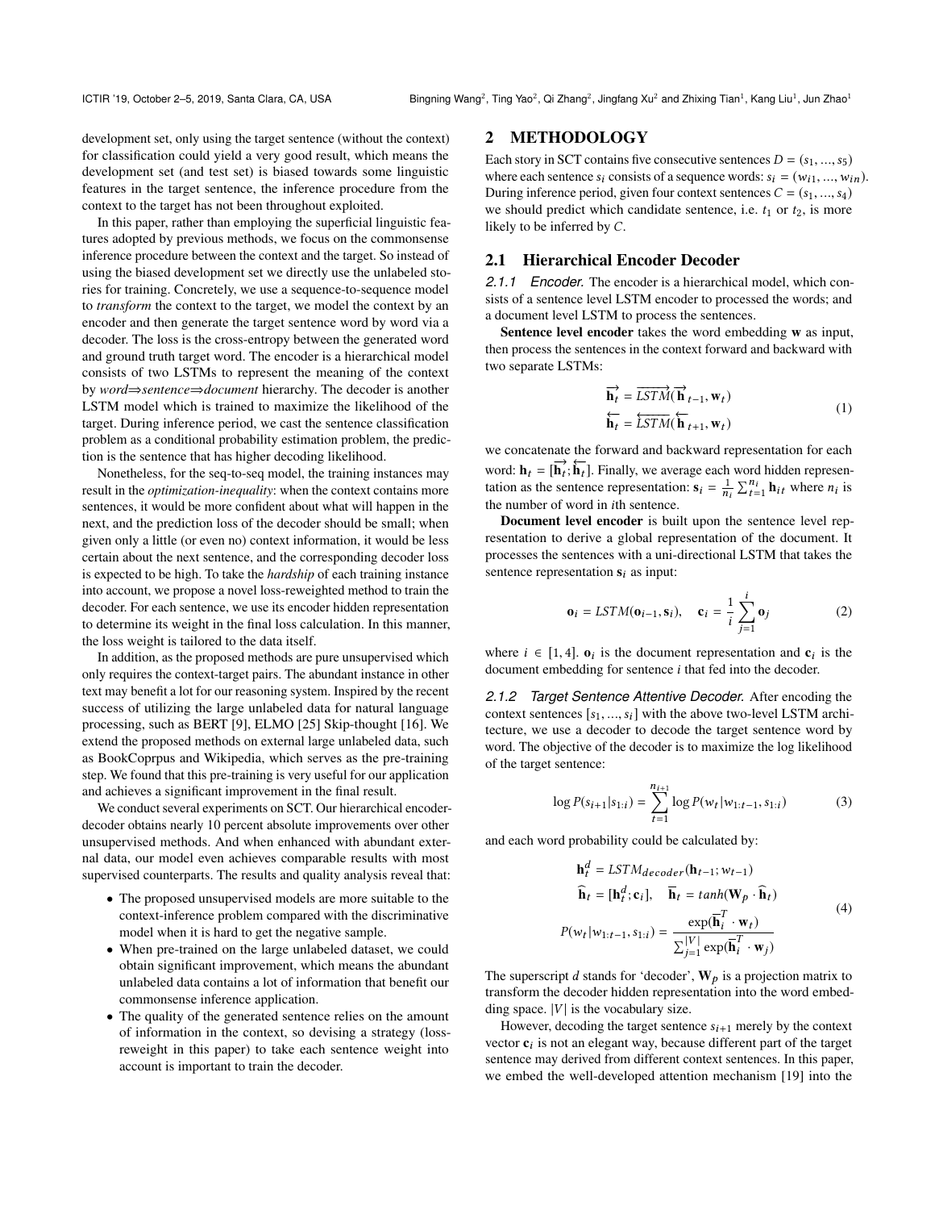development set, only using the target sentence (without the context) for classification could yield a very good result, which means the development set (and test set) is biased towards some linguistic features in the target sentence, the inference procedure from the context to the target has not been throughout exploited.

In this paper, rather than employing the superficial linguistic features adopted by previous methods, we focus on the commonsense inference procedure between the context and the target. So instead of using the biased development set we directly use the unlabeled stories for training. Concretely, we use a sequence-to-sequence model to *transform* the context to the target, we model the context by an encoder and then generate the target sentence word by word via a decoder. The loss is the cross-entropy between the generated word and ground truth target word. The encoder is a hierarchical model consists of two LSTMs to represent the meaning of the context by *word⇒sentence⇒document* hierarchy. The decoder is another LSTM model which is trained to maximize the likelihood of the target. During inference period, we cast the sentence classification problem as a conditional probability estimation problem, the prediction is the sentence that has higher decoding likelihood.

Nonetheless, for the seq-to-seq model, the training instances may result in the *optimization-inequality*: when the context contains more sentences, it would be more confident about what will happen in the next, and the prediction loss of the decoder should be small; when given only a little (or even no) context information, it would be less certain about the next sentence, and the corresponding decoder loss is expected to be high. To take the *hardship* of each training instance into account, we propose a novel loss-reweighted method to train the decoder. For each sentence, we use its encoder hidden representation to determine its weight in the final loss calculation. In this manner, the loss weight is tailored to the data itself.

In addition, as the proposed methods are pure unsupervised which only requires the context-target pairs. The abundant instance in other text may benefit a lot for our reasoning system. Inspired by the recent success of utilizing the large unlabeled data for natural language processing, such as BERT [9], ELMO [25] Skip-thought [16]. We extend the proposed methods on external large unlabeled data, such as BookCoprpus and Wikipedia, which serves as the pre-training step. We found that this pre-training is very useful for our application and achieves a significant improvement in the final result.

We conduct several experiments on SCT. Our hierarchical encoder-decoder obtains nearly 10 percent absolute improvements over other unsupervised methods. And when enhanced with abundant external data, our model even achieves comparable results with most supervised counterparts. The results and quality analysis reveal that:

- The proposed unsupervised models are more suitable to the context-inference problem compared with the discriminative model when it is hard to get the negative sample.
- When pre-trained on the large unlabeled dataset, we could obtain significant improvement, which means the abundant unlabeled data contains a lot of information that benefit our commonsense inference application.
- The quality of the generated sentence relies on the amount of information in the context, so devising a strategy (loss-reweight in this paper) to take each sentence weight into account is important to train the decoder.

## 2 METHODOLOGY

Each story in SCT contains five consecutive sentences $D = (s_1, ..., s_5)$ where each sentence $s_i$ consists of a sequence words: $s_i = (w_{i1}, ..., w_{in})$. During inference period, given four context sentences $C = (s_1, ..., s_4)$ we should predict which candidate sentence, i.e. $t_1$ or $t_2$, is more likely to be inferred by $C$.

### 2.1 Hierarchical Encoder Decoder

*2.1.1 Encoder.* The encoder is a hierarchical model, which consists of a sentence level LSTM encoder to processed the words; and a document level LSTM to process the sentences.

**Sentence level encoder** takes the word embedding $\mathbf{w}$ as input, then process the sentences in the context forward and backward with two separate LSTMs:

$$\begin{aligned} \overrightarrow{\mathbf{h}_t} &= \overrightarrow{LSTM}(\overrightarrow{\mathbf{h}}_{t-1}, \mathbf{w}_t) \\ \overleftarrow{\mathbf{h}_t} &= \overleftarrow{LSTM}(\overleftarrow{\mathbf{h}}_{t+1}, \mathbf{w}_t) \end{aligned} \tag{1}$$

we concatenate the forward and backward representation for each word: $\mathbf{h}_t = [\overrightarrow{\mathbf{h}_t}; \overleftarrow{\mathbf{h}_t}]$. Finally, we average each word hidden representation as the sentence representation: $\mathbf{s}_i = \frac{1}{n_i}\sum_{t=1}^{n_i} \mathbf{h}_{it}$ where $n_i$ is the number of word in $i$th sentence.

**Document level encoder** is built upon the sentence level representation to derive a global representation of the document. It processes the sentences with a uni-directional LSTM that takes the sentence representation $\mathbf{s}_i$ as input:

$$\mathbf{o}_i = LSTM(\mathbf{o}_{i-1}, \mathbf{s}_i), \quad \mathbf{c}_i = \frac{1}{i}\sum_{j=1}^{i} \mathbf{o}_j \tag{2}$$

where $i \in [1, 4]$. $\mathbf{o}_i$ is the document representation and $\mathbf{c}_i$ is the document embedding for sentence $i$ that fed into the decoder.

*2.1.2 Target Sentence Attentive Decoder.* After encoding the context sentences $[s_1, ..., s_i]$ with the above two-level LSTM architecture, we use a decoder to decode the target sentence word by word. The objective of the decoder is to maximize the log likelihood of the target sentence:

$$\log P(s_{i+1}|s_{1:i}) = \sum_{t=1}^{n_{i+1}} \log P(w_t|w_{1:t-1}, s_{1:i}) \tag{3}$$

and each word probability could be calculated by:

$$\begin{aligned} \mathbf{h}_t^d &= LSTM_{decoder}(\mathbf{h}_{t-1}; w_{t-1}) \\ \widehat{\mathbf{h}}_t &= [\mathbf{h}_t^d; \mathbf{c}_i], \quad \overline{\mathbf{h}}_t = tanh(\mathbf{W}_p \cdot \widehat{\mathbf{h}}_t) \\ P(w_t|w_{1:t-1}, s_{1:i}) &= \frac{\exp(\overline{\mathbf{h}}_i^T \cdot \mathbf{w}_t)}{\sum_{j=1}^{|V|} \exp(\overline{\mathbf{h}}_i^T \cdot \mathbf{w}_j)} \end{aligned} \tag{4}$$

The superscript $d$ stands for 'decoder', $\mathbf{W}_p$ is a projection matrix to transform the decoder hidden representation into the word embedding space. $|V|$ is the vocabulary size.

However, decoding the target sentence $s_{i+1}$ merely by the context vector $\mathbf{c}_i$ is not an elegant way, because different part of the target sentence may derived from different context sentences. In this paper, we embed the well-developed attention mechanism [19] into the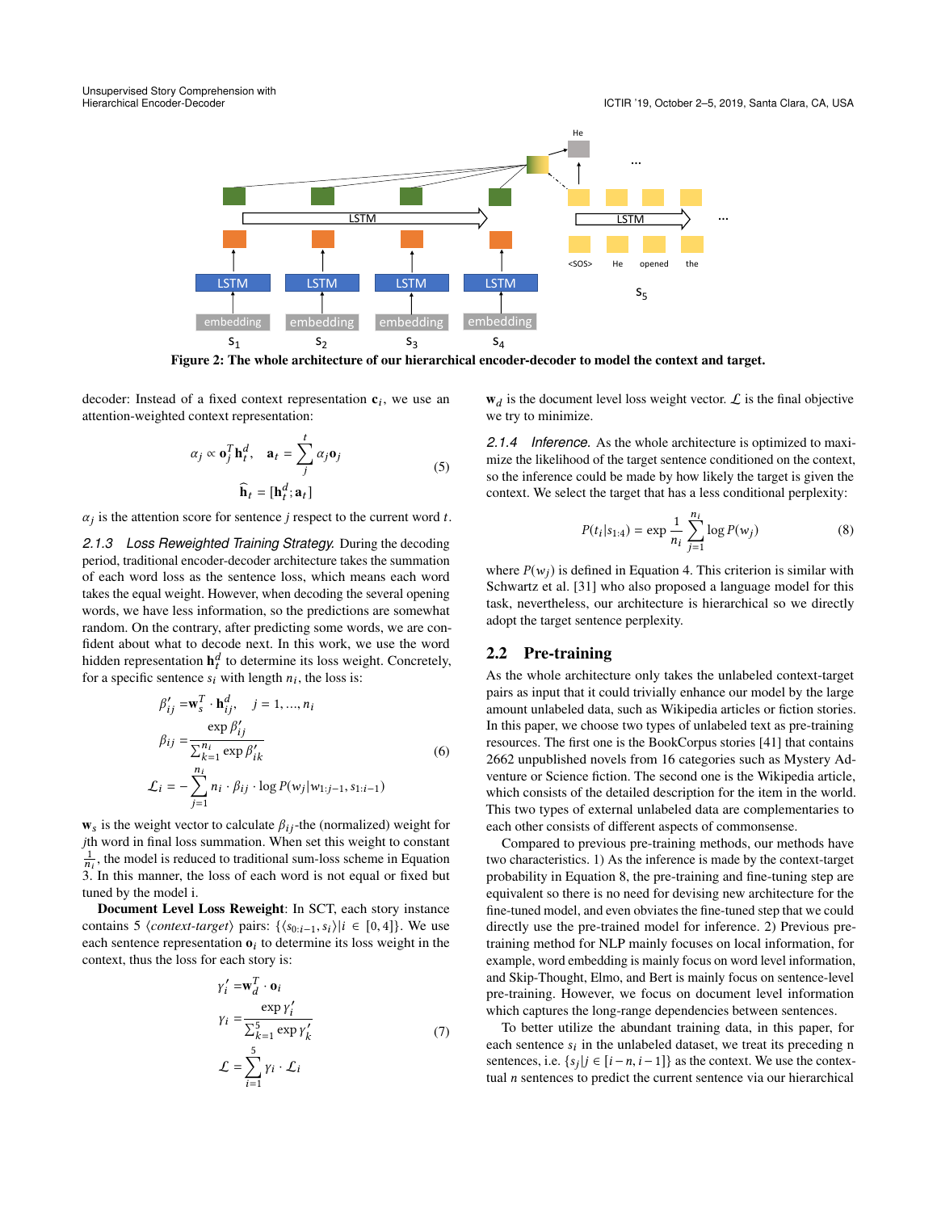Figure 2: The whole architecture of our hierarchical encoder-decoder to model the context and target.

decoder: Instead of a fixed context representation $\mathbf{c}_i$, we use an attention-weighted context representation:

$$\alpha_j \propto \mathbf{o}_j^T \mathbf{h}_t^d, \quad \mathbf{a}_t = \sum_j^t \alpha_j \mathbf{o}_j$$
$$\widehat{\mathbf{h}}_t = [\mathbf{h}_t^d; \mathbf{a}_t] \tag{5}$$

$\alpha_j$ is the attention score for sentence $j$ respect to the current word $t$.

*2.1.3 Loss Reweighted Training Strategy.* During the decoding period, traditional encoder-decoder architecture takes the summation of each word loss as the sentence loss, which means each word takes the equal weight. However, when decoding the several opening words, we have less information, so the predictions are somewhat random. On the contrary, after predicting some words, we are confident about what to decode next. In this work, we use the word hidden representation $\mathbf{h}_t^d$ to determine its loss weight. Concretely, for a specific sentence $s_i$ with length $n_i$, the loss is:

$$\beta'_{ij} = \mathbf{w}_s^T \cdot \mathbf{h}_{ij}^d, \quad j = 1, ..., n_i$$
$$\beta_{ij} = \frac{\exp \beta'_{ij}}{\sum_{k=1}^{n_i} \exp \beta'_{ik}} \tag{6}$$
$$\mathcal{L}_i = -\sum_{j=1}^{n_i} n_i \cdot \beta_{ij} \cdot \log P(w_j | w_{1:j-1}, s_{1:i-1})$$

$\mathbf{w}_s$ is the weight vector to calculate $\beta_{ij}$-the (normalized) weight for $j$th word in final loss summation. When set this weight to constant $\frac{1}{n_i}$, the model is reduced to traditional sum-loss scheme in Equation 3. In this manner, the loss of each word is not equal or fixed but tuned by the model i.

**Document Level Loss Reweight**: In SCT, each story instance contains 5 $\langle$*context-target*$\rangle$ pairs: $\{\langle s_{0:i-1}, s_i \rangle | i \in [0, 4]\}$. We use each sentence representation $\mathbf{o}_i$ to determine its loss weight in the context, thus the loss for each story is:

$$\gamma'_i = \mathbf{w}_d^T \cdot \mathbf{o}_i$$
$$\gamma_i = \frac{\exp \gamma'_i}{\sum_{k=1}^{5} \exp \gamma'_k} \tag{7}$$
$$\mathcal{L} = \sum_{i=1}^{5} \gamma_i \cdot \mathcal{L}_i$$

$\mathbf{w}_d$ is the document level loss weight vector. $\mathcal{L}$ is the final objective we try to minimize.

*2.1.4 Inference.* As the whole architecture is optimized to maximize the likelihood of the target sentence conditioned on the context, so the inference could be made by how likely the target is given the context. We select the target that has a less conditional perplexity:

$$P(t_i | s_{1:4}) = \exp \frac{1}{n_i} \sum_{j=1}^{n_i} \log P(w_j) \tag{8}$$

where $P(w_j)$ is defined in Equation 4. This criterion is similar with Schwartz et al. [31] who also proposed a language model for this task, nevertheless, our architecture is hierarchical so we directly adopt the target sentence perplexity.

## 2.2 Pre-training

As the whole architecture only takes the unlabeled context-target pairs as input that it could trivially enhance our model by the large amount unlabeled data, such as Wikipedia articles or fiction stories. In this paper, we choose two types of unlabeled text as pre-training resources. The first one is the BookCorpus stories [41] that contains 2662 unpublished novels from 16 categories such as Mystery Adventure or Science fiction. The second one is the Wikipedia article, which consists of the detailed description for the item in the world. This two types of external unlabeled data are complementaries to each other consists of different aspects of commonsense.

Compared to previous pre-training methods, our methods have two characteristics. 1) As the inference is made by the context-target probability in Equation 8, the pre-training and fine-tuning step are equivalent so there is no need for devising new architecture for the fine-tuned model, and even obviates the fine-tuned step that we could directly use the pre-trained model for inference. 2) Previous pre-training method for NLP mainly focuses on local information, for example, word embedding is mainly focus on word level information, and Skip-Thought, Elmo, and Bert is mainly focus on sentence-level pre-training. However, we focus on document level information which captures the long-range dependencies between sentences.

To better utilize the abundant training data, in this paper, for each sentence $s_i$ in the unlabeled dataset, we treat its preceding n sentences, i.e. $\{s_j | j \in [i-n, i-1]\}$ as the context. We use the contextual $n$ sentences to predict the current sentence via our hierarchical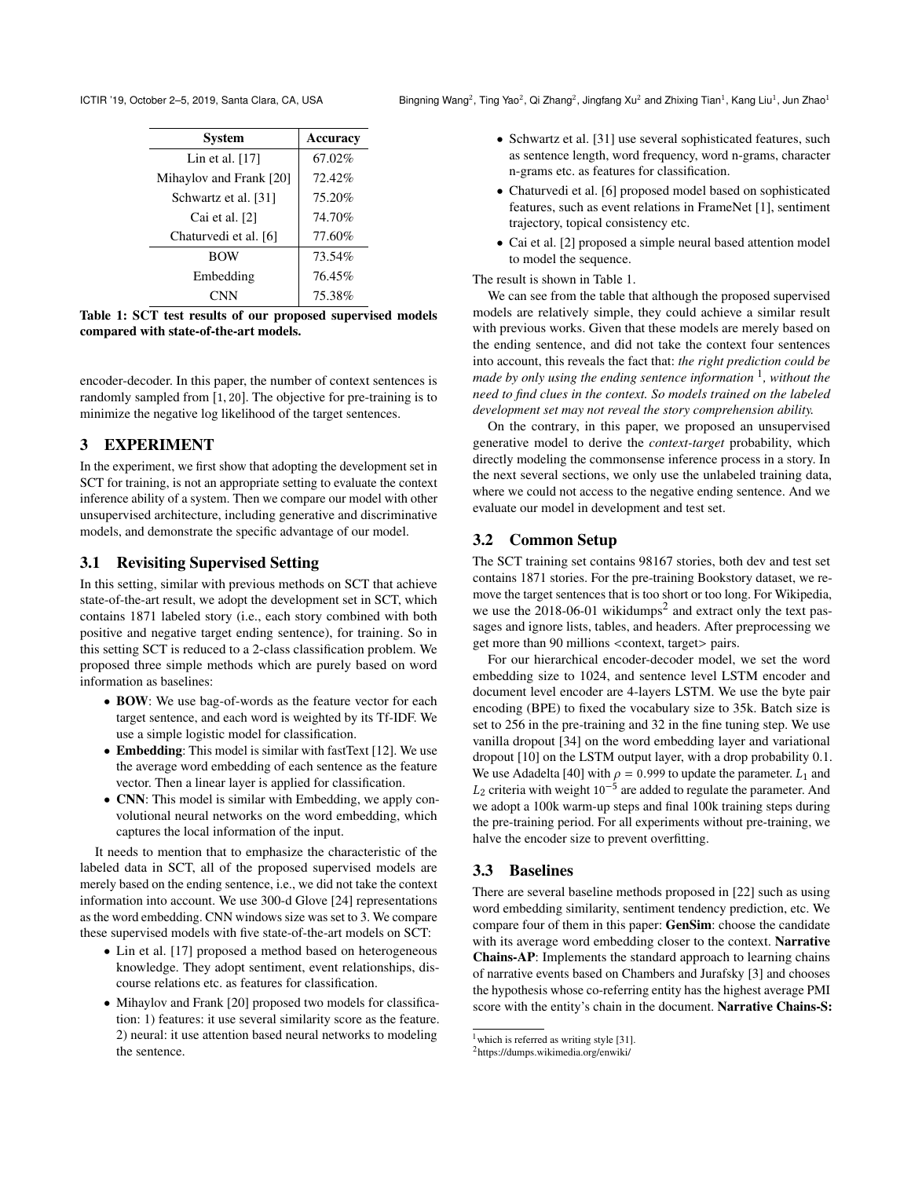| System | Accuracy |
| --- | --- |
| Lin et al. [17] | 67.02% |
| Mihaylov and Frank [20] | 72.42% |
| Schwartz et al. [31] | 75.20% |
| Cai et al. [2] | 74.70% |
| Chaturvedi et al. [6] | 77.60% |
| BOW | 73.54% |
| Embedding | 76.45% |
| CNN | 75.38% |

**Table 1: SCT test results of our proposed supervised models compared with state-of-the-art models.**

encoder-decoder. In this paper, the number of context sentences is randomly sampled from $[1, 20]$. The objective for pre-training is to minimize the negative log likelihood of the target sentences.

## 3 EXPERIMENT

In the experiment, we first show that adopting the development set in SCT for training, is not an appropriate setting to evaluate the context inference ability of a system. Then we compare our model with other unsupervised architecture, including generative and discriminative models, and demonstrate the specific advantage of our model.

### 3.1 Revisiting Supervised Setting

In this setting, similar with previous methods on SCT that achieve state-of-the-art result, we adopt the development set in SCT, which contains 1871 labeled story (i.e., each story combined with both positive and negative target ending sentence), for training. So in this setting SCT is reduced to a 2-class classification problem. We proposed three simple methods which are purely based on word information as baselines:

- **BOW**: We use bag-of-words as the feature vector for each target sentence, and each word is weighted by its Tf-IDF. We use a simple logistic model for classification.
- **Embedding**: This model is similar with fastText [12]. We use the average word embedding of each sentence as the feature vector. Then a linear layer is applied for classification.
- **CNN**: This model is similar with Embedding, we apply convolutional neural networks on the word embedding, which captures the local information of the input.

It needs to mention that to emphasize the characteristic of the labeled data in SCT, all of the proposed supervised models are merely based on the ending sentence, i.e., we did not take the context information into account. We use 300-d Glove [24] representations as the word embedding. CNN windows size was set to 3. We compare these supervised models with five state-of-the-art models on SCT:

- Lin et al. [17] proposed a method based on heterogeneous knowledge. They adopt sentiment, event relationships, discourse relations etc. as features for classification.
- Mihaylov and Frank [20] proposed two models for classification: 1) features: it use several similarity score as the feature. 2) neural: it use attention based neural networks to modeling the sentence.
- Schwartz et al. [31] use several sophisticated features, such as sentence length, word frequency, word n-grams, character n-grams etc. as features for classification.
- Chaturvedi et al. [6] proposed model based on sophisticated features, such as event relations in FrameNet [1], sentiment trajectory, topical consistency etc.
- Cai et al. [2] proposed a simple neural based attention model to model the sequence.

The result is shown in Table 1.

We can see from the table that although the proposed supervised models are relatively simple, they could achieve a similar result with previous works. Given that these models are merely based on the ending sentence, and did not take the context four sentences into account, this reveals the fact that: *the right prediction could be made by only using the ending sentence information* [1]*, without the need to find clues in the context. So models trained on the labeled development set may not reveal the story comprehension ability.*

On the contrary, in this paper, we proposed an unsupervised generative model to derive the *context-target* probability, which directly modeling the commonsense inference process in a story. In the next several sections, we only use the unlabeled training data, where we could not access to the negative ending sentence. And we evaluate our model in development and test set.

### 3.2 Common Setup

The SCT training set contains 98167 stories, both dev and test set contains 1871 stories. For the pre-training Bookstory dataset, we remove the target sentences that is too short or too long. For Wikipedia, we use the 2018-06-01 wikidumps[2] and extract only the text passages and ignore lists, tables, and headers. After preprocessing we get more than 90 millions <context, target> pairs.

For our hierarchical encoder-decoder model, we set the word embedding size to 1024, and sentence level LSTM encoder and document level encoder are 4-layers LSTM. We use the byte pair encoding (BPE) to fixed the vocabulary size to 35k. Batch size is set to 256 in the pre-training and 32 in the fine tuning step. We use vanilla dropout [34] on the word embedding layer and variational dropout [10] on the LSTM output layer, with a drop probability 0.1. We use Adadelta [40] with $\rho = 0.999$ to update the parameter. $L_1$ and $L_2$ criteria with weight $10^{-5}$ are added to regulate the parameter. And we adopt a 100k warm-up steps and final 100k training steps during the pre-training period. For all experiments without pre-training, we halve the encoder size to prevent overfitting.

### 3.3 Baselines

There are several baseline methods proposed in [22] such as using word embedding similarity, sentiment tendency prediction, etc. We compare four of them in this paper: **GenSim**: choose the candidate with its average word embedding closer to the context. **Narrative Chains-AP**: Implements the standard approach to learning chains of narrative events based on Chambers and Jurafsky [3] and chooses the hypothesis whose co-referring entity has the highest average PMI score with the entity's chain in the document. **Narrative Chains-S:**

[1] which is referred as writing style [31].

[2] https://dumps.wikimedia.org/enwiki/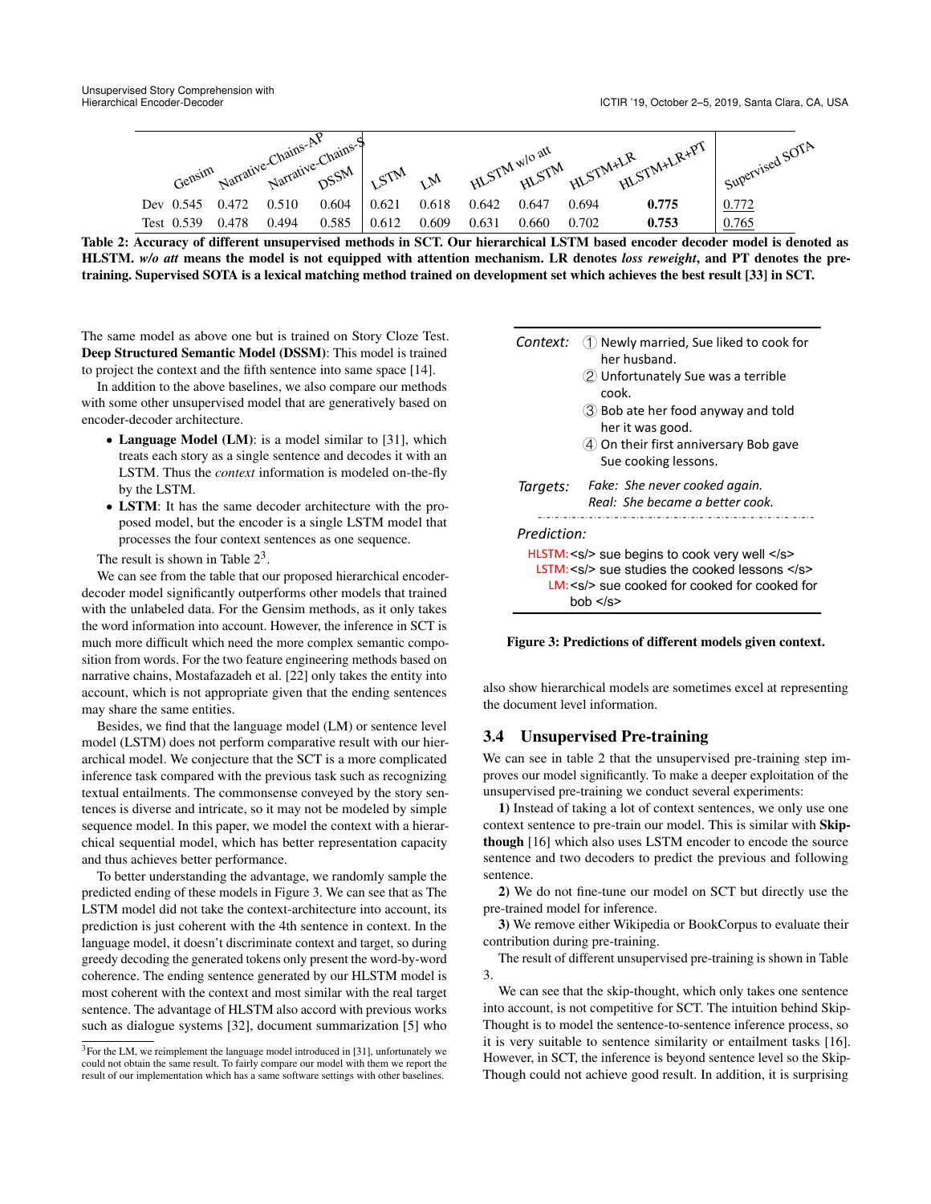|  | Gensim | Narrative-Chains-AP | Narrative-Chains-S | DSSM | LSTM | LM | HLSTM w/o att | HLSTM | HLSTM+LR | HLSTM+LR+PT | Supervised SOTA |
|---|---|---|---|---|---|---|---|---|---|---|---|
| Dev | 0.545 | 0.472 | 0.510 | 0.604 | 0.621 | 0.618 | 0.642 | 0.647 | 0.694 | **0.775** | 0.772 |
| Test | 0.539 | 0.478 | 0.494 | 0.585 | 0.612 | 0.609 | 0.631 | 0.660 | 0.702 | **0.753** | 0.765 |

**Table 2: Accuracy of different unsupervised methods in SCT. Our hierarchical LSTM based encoder decoder model is denoted as HLSTM. *w/o att* means the model is not equipped with attention mechanism. LR denotes *loss reweight*, and PT denotes the pre-training. Supervised SOTA is a lexical matching method trained on development set which achieves the best result [33] in SCT.**

The same model as above one but is trained on Story Cloze Test. **Deep Structured Semantic Model (DSSM)**: This model is trained to project the context and the fifth sentence into same space [14].

In addition to the above baselines, we also compare our methods with some other unsupervised model that are generatively based on encoder-decoder architecture.

- **Language Model (LM)**: is a model similar to [31], which treats each story as a single sentence and decodes it with an LSTM. Thus the *context* information is modeled on-the-fly by the LSTM.
- **LSTM**: It has the same decoder architecture with the proposed model, but the encoder is a single LSTM model that processes the four context sentences as one sequence.

The result is shown in Table 2[3].

We can see from the table that our proposed hierarchical encoder-decoder model significantly outperforms other models that trained with the unlabeled data. For the Gensim methods, as it only takes the word information into account. However, the inference in SCT is much more difficult which need the more complex semantic composition from words. For the two feature engineering methods based on narrative chains, Mostafazadeh et al. [22] only takes the entity into account, which is not appropriate given that the ending sentences may share the same entities.

Besides, we find that the language model (LM) or sentence level model (LSTM) does not perform comparative result with our hierarchical model. We conjecture that the SCT is a more complicated inference task compared with the previous task such as recognizing textual entailments. The commonsense conveyed by the story sentences is diverse and intricate, so it may not be modeled by simple sequence model. In this paper, we model the context with a hierarchical sequential model, which has better representation capacity and thus achieves better performance.

To better understanding the advantage, we randomly sample the predicted ending of these models in Figure 3. We can see that as The LSTM model did not take the context-architecture into account, its prediction is just coherent with the 4th sentence in context. In the language model, it doesn't discriminate context and target, so during greedy decoding the generated tokens only present the word-by-word coherence. The ending sentence generated by our HLSTM model is most coherent with the context and most similar with the real target sentence. The advantage of HLSTM also accord with previous works such as dialogue systems [32], document summarization [5] who also show hierarchical models are sometimes excel at representing the document level information.

[3] For the LM, we reimplement the language model introduced in [31], unfortunately we could not obtain the same result. To fairly compare our model with them we report the result of our implementation which has a same software settings with other baselines.

*Context:*
① Newly married, Sue liked to cook for her husband.
② Unfortunately Sue was a terrible cook.
③ Bob ate her food anyway and told her it was good.
④ On their first anniversary Bob gave Sue cooking lessons.

*Targets:*
*Fake: She never cooked again.*
*Real: She became a better cook.*

*Prediction:*
HLSTM: <s> sue begins to cook very well </s>
LSTM: <s> sue studies the cooked lessons </s>
LM: <s> sue cooked for cooked for cooked for bob </s>

**Figure 3: Predictions of different models given context.**

## 3.4 Unsupervised Pre-training

We can see in table 2 that the unsupervised pre-training step improves our model significantly. To make a deeper exploitation of the unsupervised pre-training we conduct several experiments:

**1)** Instead of taking a lot of context sentences, we only use one context sentence to pre-train our model. This is similar with **Skip-though** [16] which also uses LSTM encoder to encode the source sentence and two decoders to predict the previous and following sentence.

**2)** We do not fine-tune our model on SCT but directly use the pre-trained model for inference.

**3)** We remove either Wikipedia or BookCorpus to evaluate their contribution during pre-training.

The result of different unsupervised pre-training is shown in Table 3.

We can see that the skip-thought, which only takes one sentence into account, is not competitive for SCT. The intuition behind Skip-Thought is to model the sentence-to-sentence inference process, so it is very suitable to sentence similarity or entailment tasks [16]. However, in SCT, the inference is beyond sentence level so the Skip-Though could not achieve good result. In addition, it is surprising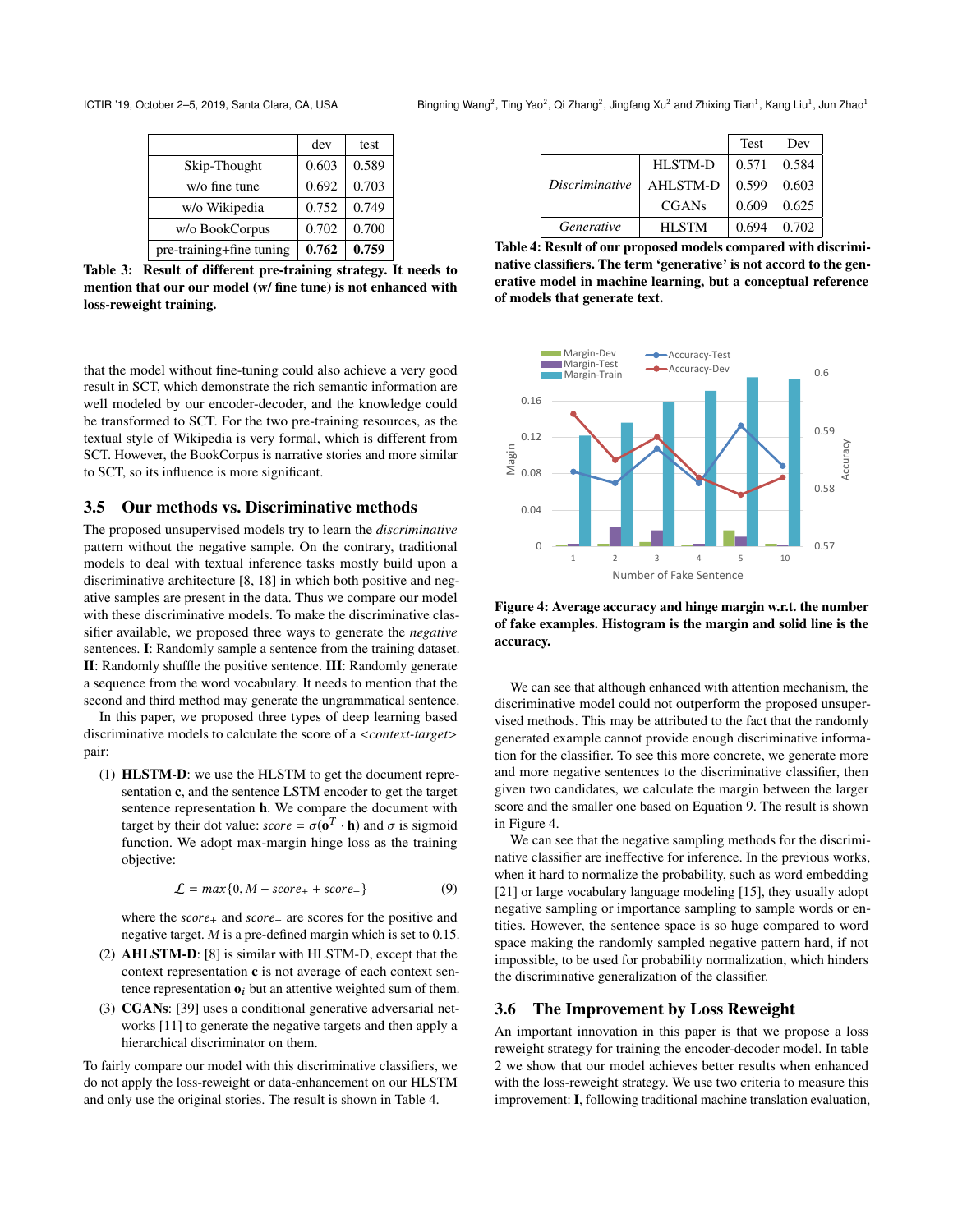|  | dev | test |
|---|---|---|
| Skip-Thought | 0.603 | 0.589 |
| w/o fine tune | 0.692 | 0.703 |
| w/o Wikipedia | 0.752 | 0.749 |
| w/o BookCorpus | 0.702 | 0.700 |
| pre-training+fine tuning | **0.762** | **0.759** |

**Table 3: Result of different pre-training strategy. It needs to mention that our our model (w/ fine tune) is not enhanced with loss-reweight training.**

that the model without fine-tuning could also achieve a very good result in SCT, which demonstrate the rich semantic information are well modeled by our encoder-decoder, and the knowledge could be transformed to SCT. For the two pre-training resources, as the textual style of Wikipedia is very formal, which is different from SCT. However, the BookCorpus is narrative stories and more similar to SCT, so its influence is more significant.

## 3.5 Our methods vs. Discriminative methods

The proposed unsupervised models try to learn the *discriminative* pattern without the negative sample. On the contrary, traditional models to deal with textual inference tasks mostly build upon a discriminative architecture [8, 18] in which both positive and negative samples are present in the data. Thus we compare our model with these discriminative models. To make the discriminative classifier available, we proposed three ways to generate the *negative* sentences. **I**: Randomly sample a sentence from the training dataset. **II**: Randomly shuffle the positive sentence. **III**: Randomly generate a sequence from the word vocabulary. It needs to mention that the second and third method may generate the ungrammatical sentence.

In this paper, we proposed three types of deep learning based discriminative models to calculate the score of a <*context-target*> pair:

(1) **HLSTM-D**: we use the HLSTM to get the document representation **c**, and the sentence LSTM encoder to get the target sentence representation **h**. We compare the document with target by their dot value: $score = \sigma(\mathbf{o}^T \cdot \mathbf{h})$ and $\sigma$ is sigmoid function. We adopt max-margin hinge loss as the training objective:

$$\mathcal{L} = max\{0, M - score_{+} + score_{-}\} \tag{9}$$

where the $score_{+}$ and $score_{-}$ are scores for the positive and negative target. $M$ is a pre-defined margin which is set to 0.15.

(2) **AHLSTM-D**: [8] is similar with HLSTM-D, except that the context representation **c** is not average of each context sentence representation $\mathbf{o}_i$ but an attentive weighted sum of them.

(3) **CGANs**: [39] uses a conditional generative adversarial networks [11] to generate the negative targets and then apply a hierarchical discriminator on them.

To fairly compare our model with this discriminative classifiers, we do not apply the loss-reweight or data-enhancement on our HLSTM and only use the original stories. The result is shown in Table 4.

|  |  | Test | Dev |
|---|---|---|---|
| *Discriminative* | HLSTM-D | 0.571 | 0.584 |
|  | AHLSTM-D | 0.599 | 0.603 |
|  | CGANs | 0.609 | 0.625 |
| *Generative* | HLSTM | 0.694 | 0.702 |

**Table 4: Result of our proposed models compared with discriminative classifiers. The term 'generative' is not accord to the generative model in machine learning, but a conceptual reference of models that generate text.**

**Figure 4: Average accuracy and hinge margin w.r.t. the number of fake examples. Histogram is the margin and solid line is the accuracy.**

We can see that although enhanced with attention mechanism, the discriminative model could not outperform the proposed unsupervised methods. This may be attributed to the fact that the randomly generated example cannot provide enough discriminative information for the classifier. To see this more concrete, we generate more and more negative sentences to the discriminative classifier, then given two candidates, we calculate the margin between the larger score and the smaller one based on Equation 9. The result is shown in Figure 4.

We can see that the negative sampling methods for the discriminative classifier are ineffective for inference. In the previous works, when it hard to normalize the probability, such as word embedding [21] or large vocabulary language modeling [15], they usually adopt negative sampling or importance sampling to sample words or entities. However, the sentence space is so huge compared to word space making the randomly sampled negative pattern hard, if not impossible, to be used for probability normalization, which hinders the discriminative generalization of the classifier.

## 3.6 The Improvement by Loss Reweight

An important innovation in this paper is that we propose a loss reweight strategy for training the encoder-decoder model. In table 2 we show that our model achieves better results when enhanced with the loss-reweight strategy. We use two criteria to measure this improvement: **I**, following traditional machine translation evaluation,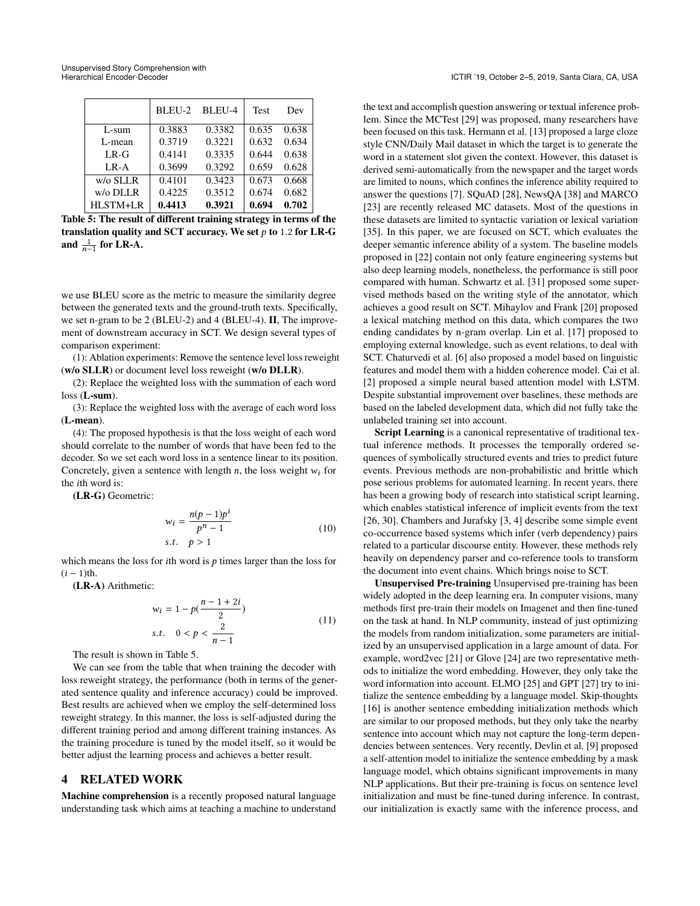|  | BLEU-2 | BLEU-4 | Test | Dev |
|---|---|---|---|---|
| L-sum | 0.3883 | 0.3382 | 0.635 | 0.638 |
| L-mean | 0.3719 | 0.3221 | 0.632 | 0.634 |
| LR-G | 0.4141 | 0.3335 | 0.644 | 0.638 |
| LR-A | 0.3699 | 0.3292 | 0.659 | 0.628 |
| w/o SLLR | 0.4101 | 0.3423 | 0.673 | 0.668 |
| w/o DLLR | 0.4225 | 0.3512 | 0.674 | 0.682 |
| HLSTM+LR | **0.4413** | **0.3921** | **0.694** | **0.702** |

**Table 5: The result of different training strategy in terms of the translation quality and SCT accuracy. We set $p$ to 1.2 for LR-G and $\frac{1}{n-1}$ for LR-A.**

we use BLEU score as the metric to measure the similarity degree between the generated texts and the ground-truth texts. Specifically, we set n-gram to be 2 (BLEU-2) and 4 (BLEU-4). **II**, The improvement of downstream accuracy in SCT. We design several types of comparison experiment:

(1): Ablation experiments: Remove the sentence level loss reweight (**w/o SLLR**) or document level loss reweight (**w/o DLLR**).

(2): Replace the weighted loss with the summation of each word loss (**L-sum**).

(3): Replace the weighted loss with the average of each word loss (**L-mean**).

(4): The proposed hypothesis is that the loss weight of each word should correlate to the number of words that have been fed to the decoder. So we set each word loss in a sentence linear to its position. Concretely, given a sentence with length $n$, the loss weight $w_i$ for the $i$th word is:

**(LR-G)** Geometric:

$$
w_i = \frac{n(p-1)p^i}{p^n - 1} \quad s.t. \quad p > 1 \tag{10}
$$

which means the loss for $i$th word is $p$ times larger than the loss for $(i-1)$th.

**(LR-A)** Arithmetic:

$$
w_i = 1 - p\left(\frac{n-1+2i}{2}\right) \quad s.t. \quad 0 < p < \frac{2}{n-1} \tag{11}
$$

The result is shown in Table 5.

We can see from the table that when training the decoder with loss reweight strategy, the performance (both in terms of the generated sentence quality and inference accuracy) could be improved. Best results are achieved when we employ the self-determined loss reweight strategy. In this manner, the loss is self-adjusted during the different training period and among different training instances. As the training procedure is tuned by the model itself, so it would be better adjust the learning process and achieves a better result.

## 4 RELATED WORK

**Machine comprehension** is a recently proposed natural language understanding task which aims at teaching a machine to understand the text and accomplish question answering or textual inference problem. Since the MCTest [29] was proposed, many researchers have been focused on this task. Hermann et al. [13] proposed a large cloze style CNN/Daily Mail dataset in which the target is to generate the word in a statement slot given the context. However, this dataset is derived semi-automatically from the newspaper and the target words are limited to nouns, which confines the inference ability required to answer the questions [7]. SQuAD [28], NewsQA [38] and MARCO [23] are recently released MC datasets. Most of the questions in these datasets are limited to syntactic variation or lexical variation [35]. In this paper, we are focused on SCT, which evaluates the deeper semantic inference ability of a system. The baseline models proposed in [22] contain not only feature engineering systems but also deep learning models, nonetheless, the performance is still poor compared with human. Schwartz et al. [31] proposed some supervised methods based on the writing style of the annotator, which achieves a good result on SCT. Mihaylov and Frank [20] proposed a lexical matching method on this data, which compares the two ending candidates by n-gram overlap. Lin et al. [17] proposed to employing external knowledge, such as event relations, to deal with SCT. Chaturvedi et al. [6] also proposed a model based on linguistic features and model them with a hidden coherence model. Cai et al. [2] proposed a simple neural based attention model with LSTM. Despite substantial improvement over baselines, these methods are based on the labeled development data, which did not fully take the unlabeled training set into account.

**Script Learning** is a canonical representative of traditional textual inference methods. It processes the temporally ordered sequences of symbolically structured events and tries to predict future events. Previous methods are non-probabilistic and brittle which pose serious problems for automated learning. In recent years, there has been a growing body of research into statistical script learning, which enables statistical inference of implicit events from the text [26, 30]. Chambers and Jurafsky [3, 4] describe some simple event co-occurrence based systems which infer (verb dependency) pairs related to a particular discourse entity. However, these methods rely heavily on dependency parser and co-reference tools to transform the document into event chains. Which brings noise to SCT.

**Unsupervised Pre-training** Unsupervised pre-training has been widely adopted in the deep learning era. In computer visions, many methods first pre-train their models on Imagenet and then fine-tuned on the task at hand. In NLP community, instead of just optimizing the models from random initialization, some parameters are initialized by an unsupervised application in a large amount of data. For example, word2vec [21] or Glove [24] are two representative methods to initialize the word embedding. However, they only take the word information into account. ELMO [25] and GPT [27] try to initialize the sentence embedding by a language model. Skip-thoughts [16] is another sentence embedding initialization methods which are similar to our proposed methods, but they only take the nearby sentence into account which may not capture the long-term dependencies between sentences. Very recently, Devlin et al. [9] proposed a self-attention model to initialize the sentence embedding by a mask language model, which obtains significant improvements in many NLP applications. But their pre-training is focus on sentence level initialization and must be fine-tuned during inference. In contrast, our initialization is exactly same with the inference process, and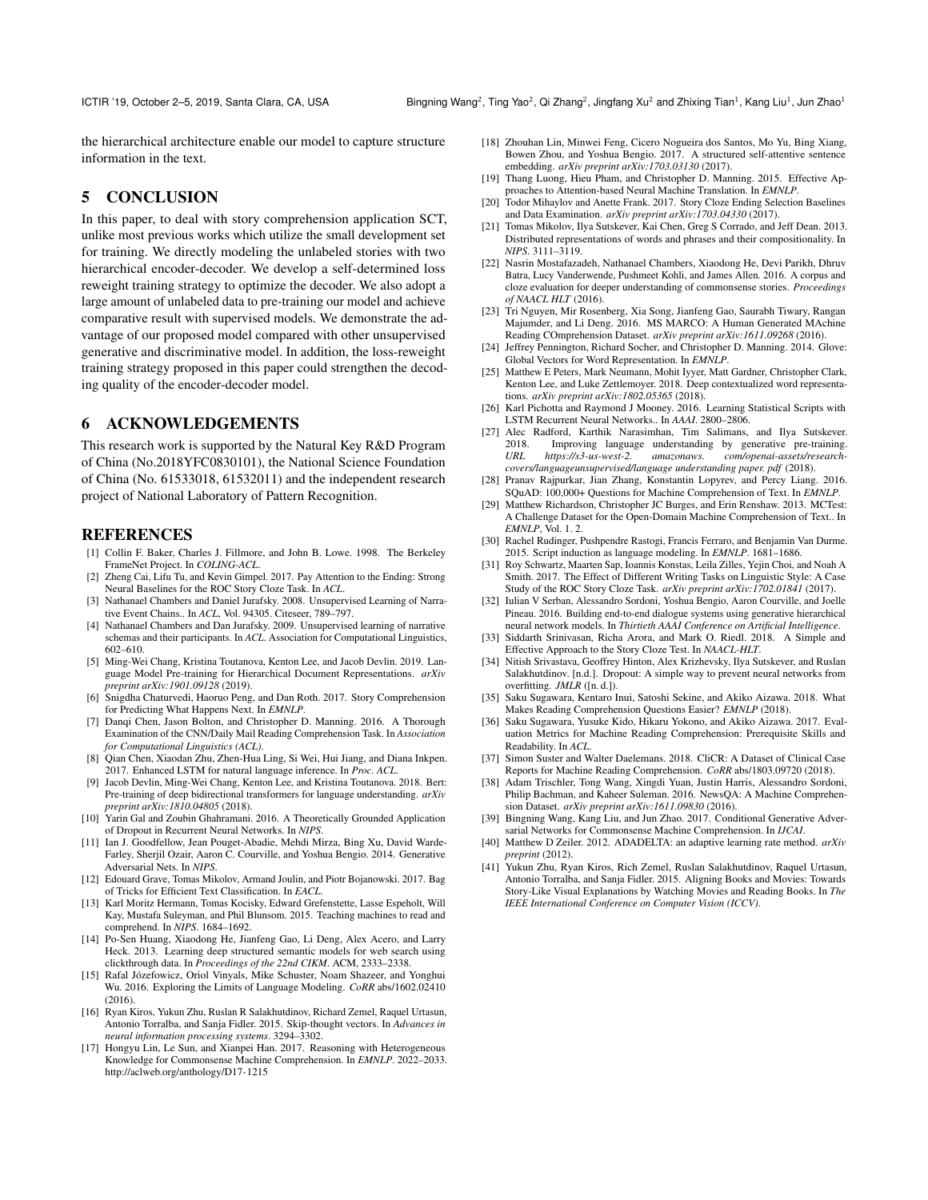the hierarchical architecture enable our model to capture structure information in the text.

## 5 CONCLUSION

In this paper, to deal with story comprehension application SCT, unlike most previous works which utilize the small development set for training. We directly modeling the unlabeled stories with two hierarchical encoder-decoder. We develop a self-determined loss reweight training strategy to optimize the decoder. We also adopt a large amount of unlabeled data to pre-training our model and achieve comparative result with supervised models. We demonstrate the advantage of our proposed model compared with other unsupervised generative and discriminative model. In addition, the loss-reweight training strategy proposed in this paper could strengthen the decoding quality of the encoder-decoder model.

## 6 ACKNOWLEDGEMENTS

This research work is supported by the Natural Key R&D Program of China (No.2018YFC0830101), the National Science Foundation of China (No. 61533018, 61532011) and the independent research project of National Laboratory of Pattern Recognition.

## REFERENCES

[1] Collin F. Baker, Charles J. Fillmore, and John B. Lowe. 1998. The Berkeley FrameNet Project. In *COLING-ACL*.

[2] Zheng Cai, Lifu Tu, and Kevin Gimpel. 2017. Pay Attention to the Ending: Strong Neural Baselines for the ROC Story Cloze Task. In *ACL*.

[3] Nathanael Chambers and Daniel Jurafsky. 2008. Unsupervised Learning of Narrative Event Chains.. In *ACL*, Vol. 94305. Citeseer, 789–797.

[4] Nathanael Chambers and Dan Jurafsky. 2009. Unsupervised learning of narrative schemas and their participants. In *ACL*. Association for Computational Linguistics, 602–610.

[5] Ming-Wei Chang, Kristina Toutanova, Kenton Lee, and Jacob Devlin. 2019. Language Model Pre-training for Hierarchical Document Representations. *arXiv preprint arXiv:1901.09128* (2019).

[6] Snigdha Chaturvedi, Haoruo Peng, and Dan Roth. 2017. Story Comprehension for Predicting What Happens Next. In *EMNLP*.

[7] Danqi Chen, Jason Bolton, and Christopher D. Manning. 2016. A Thorough Examination of the CNN/Daily Mail Reading Comprehension Task. In *Association for Computational Linguistics (ACL)*.

[8] Qian Chen, Xiaodan Zhu, Zhen-Hua Ling, Si Wei, Hui Jiang, and Diana Inkpen. 2017. Enhanced LSTM for natural language inference. In *Proc. ACL*.

[9] Jacob Devlin, Ming-Wei Chang, Kenton Lee, and Kristina Toutanova. 2018. Bert: Pre-training of deep bidirectional transformers for language understanding. *arXiv preprint arXiv:1810.04805* (2018).

[10] Yarin Gal and Zoubin Ghahramani. 2016. A Theoretically Grounded Application of Dropout in Recurrent Neural Networks. In *NIPS*.

[11] Ian J. Goodfellow, Jean Pouget-Abadie, Mehdi Mirza, Bing Xu, David Warde-Farley, Sherjil Ozair, Aaron C. Courville, and Yoshua Bengio. 2014. Generative Adversarial Nets. In *NIPS*.

[12] Edouard Grave, Tomas Mikolov, Armand Joulin, and Piotr Bojanowski. 2017. Bag of Tricks for Efficient Text Classification. In *EACL*.

[13] Karl Moritz Hermann, Tomas Kocisky, Edward Grefenstette, Lasse Espeholt, Will Kay, Mustafa Suleyman, and Phil Blunsom. 2015. Teaching machines to read and comprehend. In *NIPS*. 1684–1692.

[14] Po-Sen Huang, Xiaodong He, Jianfeng Gao, Li Deng, Alex Acero, and Larry Heck. 2013. Learning deep structured semantic models for web search using clickthrough data. In *Proceedings of the 22nd CIKM*. ACM, 2333–2338.

[15] Rafal Józefowicz, Oriol Vinyals, Mike Schuster, Noam Shazeer, and Yonghui Wu. 2016. Exploring the Limits of Language Modeling. *CoRR* abs/1602.02410 (2016).

[16] Ryan Kiros, Yukun Zhu, Ruslan R Salakhutdinov, Richard Zemel, Raquel Urtasun, Antonio Torralba, and Sanja Fidler. 2015. Skip-thought vectors. In *Advances in neural information processing systems*. 3294–3302.

[17] Hongyu Lin, Le Sun, and Xianpei Han. 2017. Reasoning with Heterogeneous Knowledge for Commonsense Machine Comprehension. In *EMNLP*. 2022–2033. http://aclweb.org/anthology/D17-1215

[18] Zhouhan Lin, Minwei Feng, Cicero Nogueira dos Santos, Mo Yu, Bing Xiang, Bowen Zhou, and Yoshua Bengio. 2017. A structured self-attentive sentence embedding. *arXiv preprint arXiv:1703.03130* (2017).

[19] Thang Luong, Hieu Pham, and Christopher D. Manning. 2015. Effective Approaches to Attention-based Neural Machine Translation. In *EMNLP*.

[20] Todor Mihaylov and Anette Frank. 2017. Story Cloze Ending Selection Baselines and Data Examination. *arXiv preprint arXiv:1703.04330* (2017).

[21] Tomas Mikolov, Ilya Sutskever, Kai Chen, Greg S Corrado, and Jeff Dean. 2013. Distributed representations of words and phrases and their compositionality. In *NIPS*. 3111–3119.

[22] Nasrin Mostafazadeh, Nathanael Chambers, Xiaodong He, Devi Parikh, Dhruv Batra, Lucy Vanderwende, Pushmeet Kohli, and James Allen. 2016. A corpus and cloze evaluation for deeper understanding of commonsense stories. *Proceedings of NAACL HLT* (2016).

[23] Tri Nguyen, Mir Rosenberg, Xia Song, Jianfeng Gao, Saurabh Tiwary, Rangan Majumder, and Li Deng. 2016. MS MARCO: A Human Generated MAchine Reading COmprehension Dataset. *arXiv preprint arXiv:1611.09268* (2016).

[24] Jeffrey Pennington, Richard Socher, and Christopher D. Manning. 2014. Glove: Global Vectors for Word Representation. In *EMNLP*.

[25] Matthew E Peters, Mark Neumann, Mohit Iyyer, Matt Gardner, Christopher Clark, Kenton Lee, and Luke Zettlemoyer. 2018. Deep contextualized word representations. *arXiv preprint arXiv:1802.05365* (2018).

[26] Karl Pichotta and Raymond J Mooney. 2016. Learning Statistical Scripts with LSTM Recurrent Neural Networks.. In *AAAI*. 2800–2806.

[27] Alec Radford, Karthik Narasimhan, Tim Salimans, and Ilya Sutskever. 2018. Improving language understanding by generative pre-training. *URL https://s3-us-west-2. amazonaws. com/openai-assets/research-covers/languageunsupervised/language understanding paper. pdf* (2018).

[28] Pranav Rajpurkar, Jian Zhang, Konstantin Lopyrev, and Percy Liang. 2016. SQuAD: 100,000+ Questions for Machine Comprehension of Text. In *EMNLP*.

[29] Matthew Richardson, Christopher JC Burges, and Erin Renshaw. 2013. MCTest: A Challenge Dataset for the Open-Domain Machine Comprehension of Text.. In *EMNLP*, Vol. 1. 2.

[30] Rachel Rudinger, Pushpendre Rastogi, Francis Ferraro, and Benjamin Van Durme. 2015. Script induction as language modeling. In *EMNLP*. 1681–1686.

[31] Roy Schwartz, Maarten Sap, Ioannis Konstas, Leila Zilles, Yejin Choi, and Noah A Smith. 2017. The Effect of Different Writing Tasks on Linguistic Style: A Case Study of the ROC Story Cloze Task. *arXiv preprint arXiv:1702.01841* (2017).

[32] Iulian V Serban, Alessandro Sordoni, Yoshua Bengio, Aaron Courville, and Joelle Pineau. 2016. Building end-to-end dialogue systems using generative hierarchical neural network models. In *Thirtieth AAAI Conference on Artificial Intelligence*.

[33] Siddarth Srinivasan, Richa Arora, and Mark O. Riedl. 2018. A Simple and Effective Approach to the Story Cloze Test. In *NAACL-HLT*.

[34] Nitish Srivastava, Geoffrey Hinton, Alex Krizhevsky, Ilya Sutskever, and Ruslan Salakhutdinov. [n.d.]. Dropout: A simple way to prevent neural networks from overfitting. *JMLR* ([n. d.]).

[35] Saku Sugawara, Kentaro Inui, Satoshi Sekine, and Akiko Aizawa. 2018. What Makes Reading Comprehension Questions Easier? *EMNLP* (2018).

[36] Saku Sugawara, Yusuke Kido, Hikaru Yokono, and Akiko Aizawa. 2017. Evaluation Metrics for Machine Reading Comprehension: Prerequisite Skills and Readability. In *ACL*.

[37] Simon Suster and Walter Daelemans. 2018. CliCR: A Dataset of Clinical Case Reports for Machine Reading Comprehension. *CoRR* abs/1803.09720 (2018).

[38] Adam Trischler, Tong Wang, Xingdi Yuan, Justin Harris, Alessandro Sordoni, Philip Bachman, and Kaheer Suleman. 2016. NewsQA: A Machine Comprehension Dataset. *arXiv preprint arXiv:1611.09830* (2016).

[39] Bingning Wang, Kang Liu, and Jun Zhao. 2017. Conditional Generative Adversarial Networks for Commonsense Machine Comprehension. In *IJCAI*.

[40] Matthew D Zeiler. 2012. ADADELTA: an adaptive learning rate method. *arXiv preprint* (2012).

[41] Yukun Zhu, Ryan Kiros, Rich Zemel, Ruslan Salakhutdinov, Raquel Urtasun, Antonio Torralba, and Sanja Fidler. 2015. Aligning Books and Movies: Towards Story-Like Visual Explanations by Watching Movies and Reading Books. In *The IEEE International Conference on Computer Vision (ICCV)*.